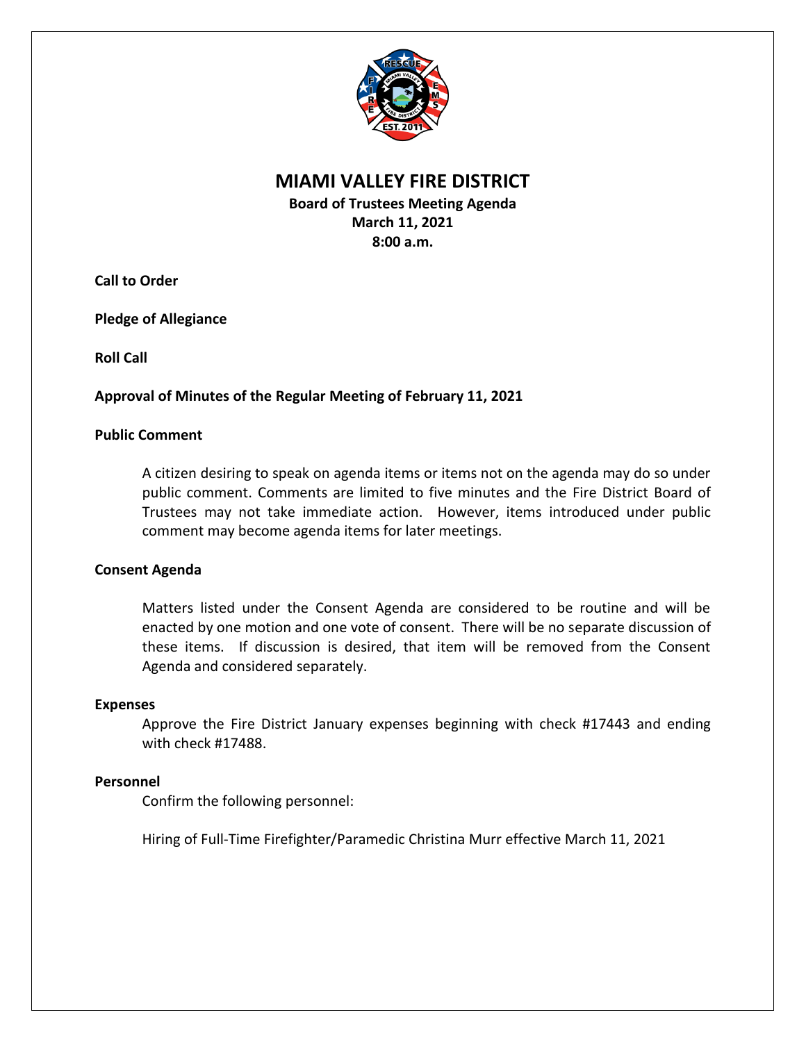# MIAMI VALLEY FIRE DISTRICT

**Board of Trustees Meeting Agenda**
**March 11, 2021**
**8:00 a.m.**

**Call to Order**

**Pledge of Allegiance**

**Roll Call**

**Approval of Minutes of the Regular Meeting of February 11, 2021**

**Public Comment**

A citizen desiring to speak on agenda items or items not on the agenda may do so under public comment. Comments are limited to five minutes and the Fire District Board of Trustees may not take immediate action. However, items introduced under public comment may become agenda items for later meetings.

**Consent Agenda**

Matters listed under the Consent Agenda are considered to be routine and will be enacted by one motion and one vote of consent. There will be no separate discussion of these items. If discussion is desired, that item will be removed from the Consent Agenda and considered separately.

**Expenses**

Approve the Fire District January expenses beginning with check #17443 and ending with check #17488.

**Personnel**

Confirm the following personnel:

Hiring of Full-Time Firefighter/Paramedic Christina Murr effective March 11, 2021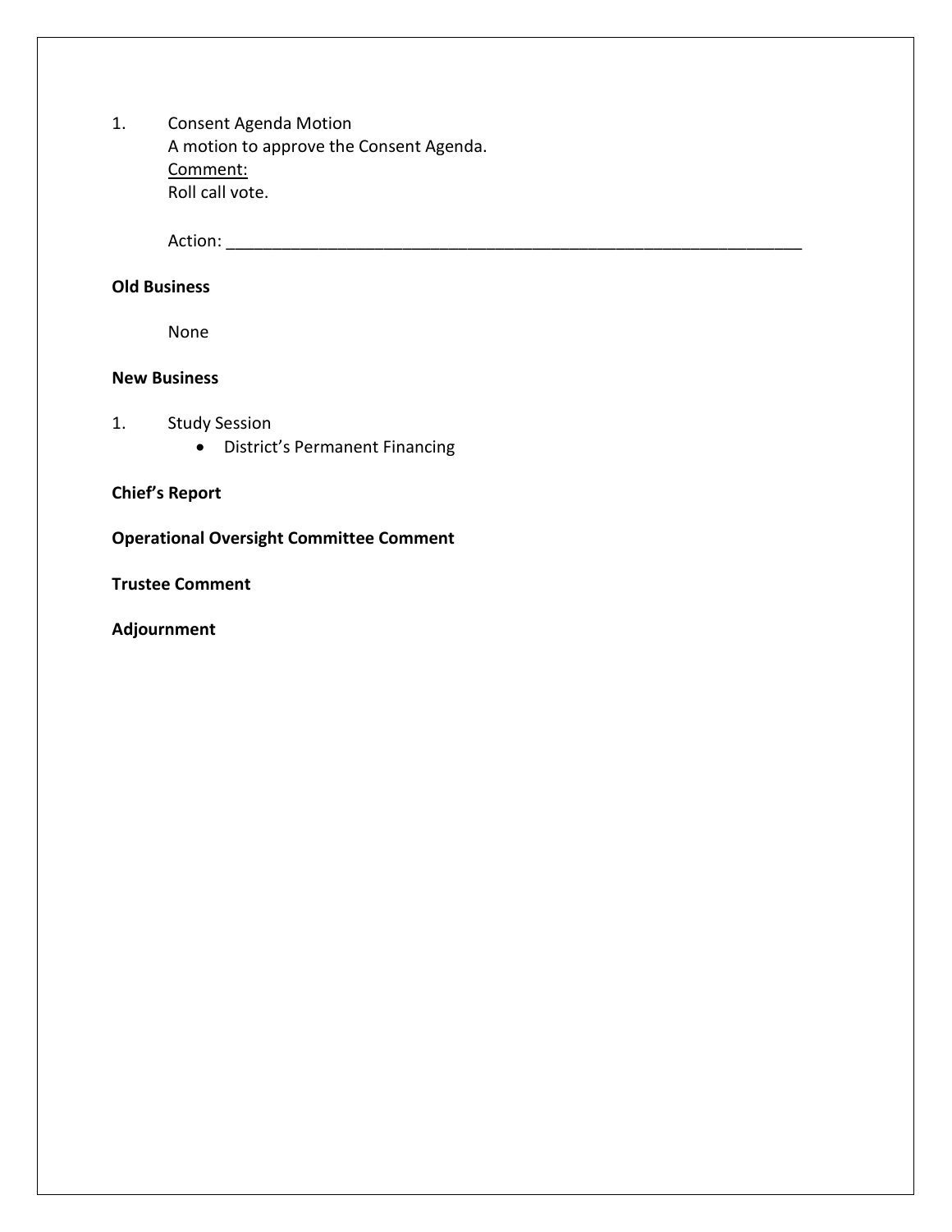1. Consent Agenda Motion
   A motion to approve the Consent Agenda.
   Comment:
   Roll call vote.

   Action: ____________________________________________________________

**Old Business**

None

**New Business**

1. Study Session
   - District's Permanent Financing

**Chief's Report**

**Operational Oversight Committee Comment**

**Trustee Comment**

**Adjournment**